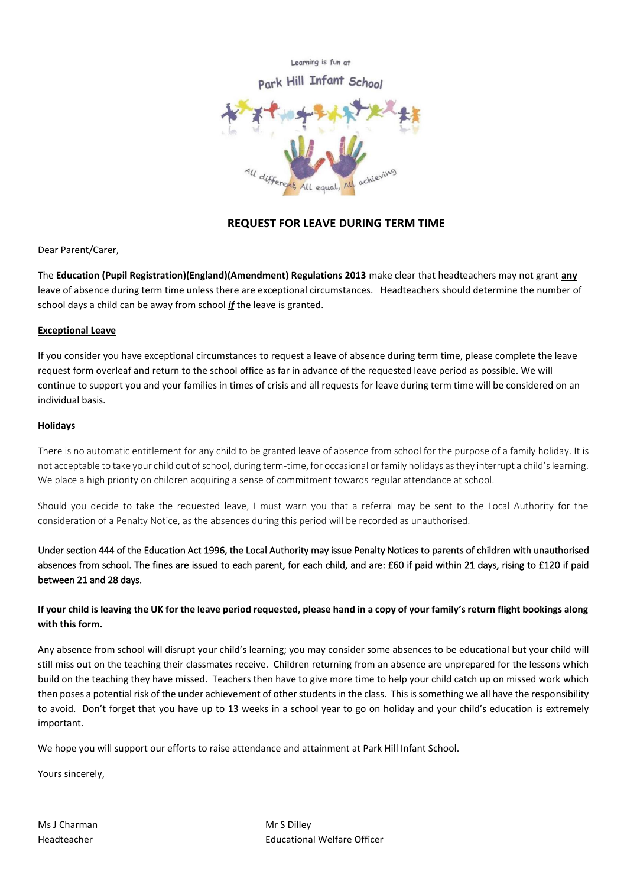Learning is fun at

Park Hill Infant School

All different, All equal, All achieving

## REQUEST FOR LEAVE DURING TERM TIME

Dear Parent/Carer,

The **Education (Pupil Registration)(England)(Amendment) Regulations 2013** make clear that headteachers may not grant **any** leave of absence during term time unless there are exceptional circumstances. Headteachers should determine the number of school days a child can be away from school ***if*** the leave is granted.

**Exceptional Leave**

If you consider you have exceptional circumstances to request a leave of absence during term time, please complete the leave request form overleaf and return to the school office as far in advance of the requested leave period as possible. We will continue to support you and your families in times of crisis and all requests for leave during term time will be considered on an individual basis.

**Holidays**

There is no automatic entitlement for any child to be granted leave of absence from school for the purpose of a family holiday. It is not acceptable to take your child out of school, during term-time, for occasional or family holidays as they interrupt a child's learning. We place a high priority on children acquiring a sense of commitment towards regular attendance at school.

Should you decide to take the requested leave, I must warn you that a referral may be sent to the Local Authority for the consideration of a Penalty Notice, as the absences during this period will be recorded as unauthorised.

Under section 444 of the Education Act 1996, the Local Authority may issue Penalty Notices to parents of children with unauthorised absences from school. The fines are issued to each parent, for each child, and are: £60 if paid within 21 days, rising to £120 if paid between 21 and 28 days.

**If your child is leaving the UK for the leave period requested, please hand in a copy of your family's return flight bookings along with this form.**

Any absence from school will disrupt your child's learning; you may consider some absences to be educational but your child will still miss out on the teaching their classmates receive. Children returning from an absence are unprepared for the lessons which build on the teaching they have missed. Teachers then have to give more time to help your child catch up on missed work which then poses a potential risk of the under achievement of other students in the class. This is something we all have the responsibility to avoid. Don't forget that you have up to 13 weeks in a school year to go on holiday and your child's education is extremely important.

We hope you will support our efforts to raise attendance and attainment at Park Hill Infant School.

Yours sincerely,

Ms J Charman
Headteacher

Mr S Dilley
Educational Welfare Officer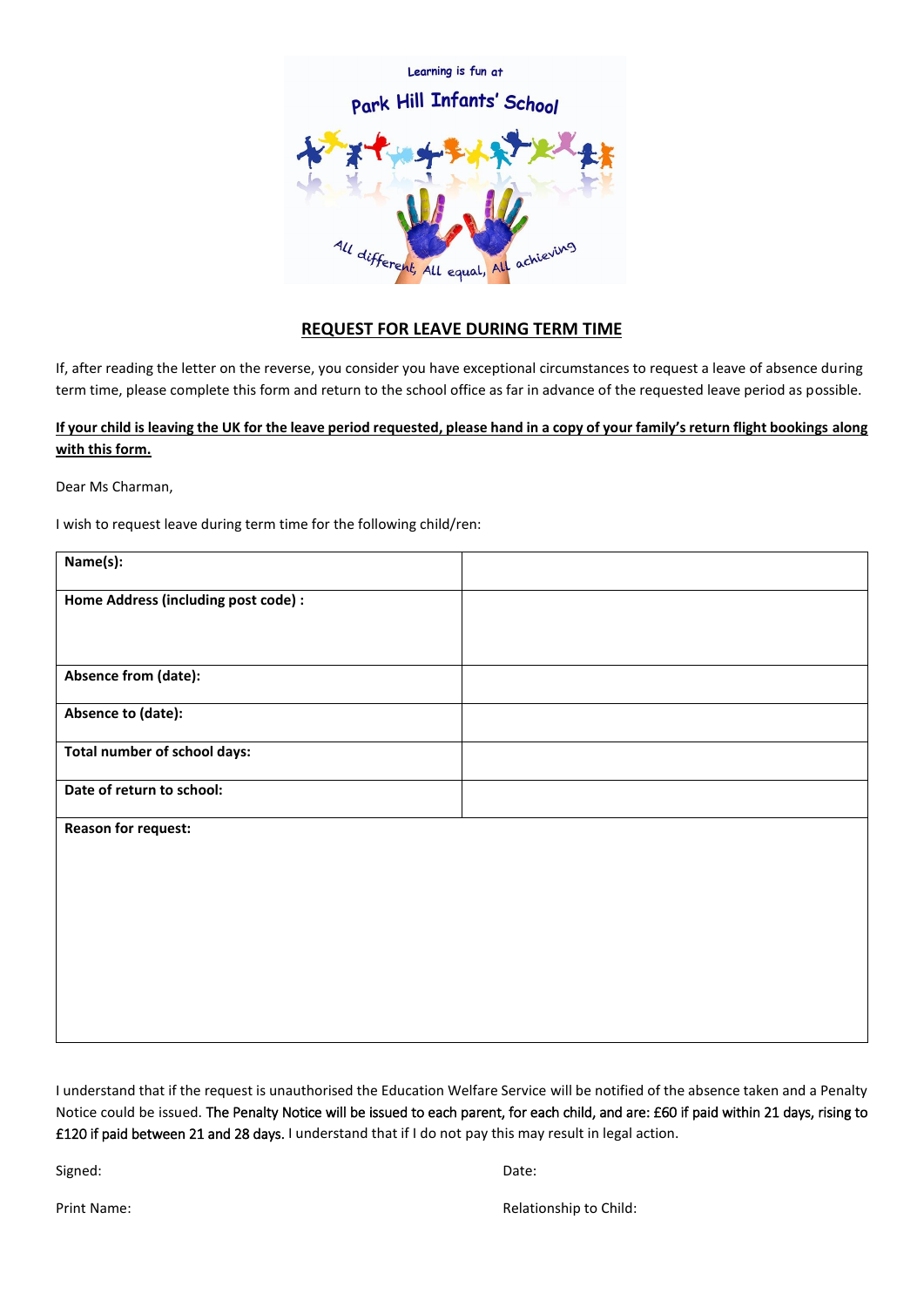Learning is fun at

Park Hill Infants' School

All different, All equal, All achieving

## REQUEST FOR LEAVE DURING TERM TIME

If, after reading the letter on the reverse, you consider you have exceptional circumstances to request a leave of absence during term time, please complete this form and return to the school office as far in advance of the requested leave period as possible.

**If your child is leaving the UK for the leave period requested, please hand in a copy of your family's return flight bookings along with this form.**

Dear Ms Charman,

I wish to request leave during term time for the following child/ren:

| | |
|---|---|
| **Name(s):** | |
| **Home Address (including post code) :** | |
| **Absence from (date):** | |
| **Absence to (date):** | |
| **Total number of school days:** | |
| **Date of return to school:** | |
| **Reason for request:** | |

I understand that if the request is unauthorised the Education Welfare Service will be notified of the absence taken and a Penalty Notice could be issued. The Penalty Notice will be issued to each parent, for each child, and are: £60 if paid within 21 days, rising to £120 if paid between 21 and 28 days. I understand that if I do not pay this may result in legal action.

Signed: Date:

Print Name: Relationship to Child: